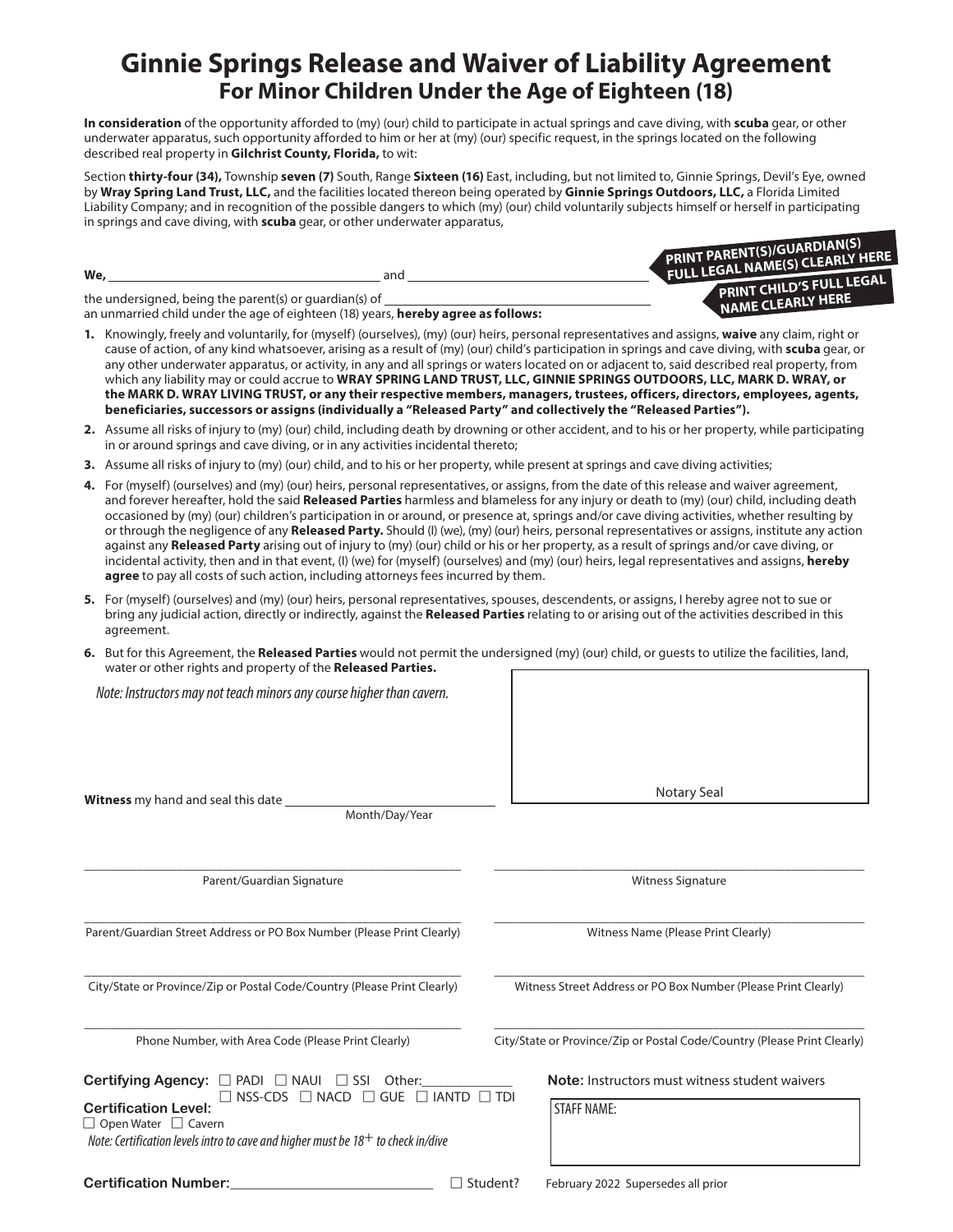# Ginnie Springs Release and Waiver of Liability Agreement

## For Minor Children Under the Age of Eighteen (18)

**In consideration** of the opportunity afforded to (my) (our) child to participate in actual springs and cave diving, with **scuba** gear, or other underwater apparatus, such opportunity afforded to him or her at (my) (our) specific request, in the springs located on the following described real property in **Gilchrist County, Florida,** to wit:

Section **thirty-four (34),** Township **seven (7)** South, Range **Sixteen (16)** East, including, but not limited to, Ginnie Springs, Devil's Eye, owned by **Wray Spring Land Trust, LLC,** and the facilities located thereon being operated by **Ginnie Springs Outdoors, LLC,** a Florida Limited Liability Company; and in recognition of the possible dangers to which (my) (our) child voluntarily subjects himself or herself in participating in springs and cave diving, with **scuba** gear, or other underwater apparatus,

**We,** ________________________________ and ________________________________ **PRINT PARENT(S)/GUARDIAN(S) FULL LEGAL NAME(S) CLEARLY HERE**

the undersigned, being the parent(s) or guardian(s) of ________________________________ **PRINT CHILD'S FULL LEGAL NAME CLEARLY HERE**

an unmarried child under the age of eighteen (18) years, **hereby agree as follows:**

1. Knowingly, freely and voluntarily, for (myself) (ourselves), (my) (our) heirs, personal representatives and assigns, **waive** any claim, right or cause of action, of any kind whatsoever, arising as a result of (my) (our) child's participation in springs and cave diving, with **scuba** gear, or any other underwater apparatus, or activity, in any and all springs or waters located on or adjacent to, said described real property, from which any liability may or could accrue to **WRAY SPRING LAND TRUST, LLC, GINNIE SPRINGS OUTDOORS, LLC, MARK D. WRAY, or the MARK D. WRAY LIVING TRUST, or any their respective members, managers, trustees, officers, directors, employees, agents, beneficiaries, successors or assigns (individually a "Released Party" and collectively the "Released Parties").**
2. Assume all risks of injury to (my) (our) child, including death by drowning or other accident, and to his or her property, while participating in or around springs and cave diving, or in any activities incidental thereto;
3. Assume all risks of injury to (my) (our) child, and to his or her property, while present at springs and cave diving activities;
4. For (myself) (ourselves) and (my) (our) heirs, personal representatives, or assigns, from the date of this release and waiver agreement, and forever hereafter, hold the said **Released Parties** harmless and blameless for any injury or death to (my) (our) child, including death occasioned by (my) (our) children's participation in or around, or presence at, springs and/or cave diving activities, whether resulting by or through the negligence of any **Released Party.** Should (I) (we), (my) (our) heirs, personal representatives or assigns, institute any action against any **Released Party** arising out of injury to (my) (our) child or his or her property, as a result of springs and/or cave diving, or incidental activity, then and in that event, (I) (we) for (myself) (ourselves) and (my) (our) heirs, legal representatives and assigns, **hereby agree** to pay all costs of such action, including attorneys fees incurred by them.
5. For (myself) (ourselves) and (my) (our) heirs, personal representatives, spouses, descendents, or assigns, I hereby agree not to sue or bring any judicial action, directly or indirectly, against the **Released Parties** relating to or arising out of the activities described in this agreement.
6. But for this Agreement, the **Released Parties** would not permit the undersigned (my) (our) child, or guests to utilize the facilities, land, water or other rights and property of the **Released Parties.**

*Note: Instructors may not teach minors any course higher than cavern.*

Notary Seal

**Witness** my hand and seal this date ________________________
Month/Day/Year

________________________________
Parent/Guardian Signature

________________________________
Parent/Guardian Street Address or PO Box Number (Please Print Clearly)

________________________________
City/State or Province/Zip or Postal Code/Country (Please Print Clearly)

________________________________
Phone Number, with Area Code (Please Print Clearly)

________________________________
Witness Signature

________________________________
Witness Name (Please Print Clearly)

________________________________
Witness Street Address or PO Box Number (Please Print Clearly)

________________________________
City/State or Province/Zip or Postal Code/Country (Please Print Clearly)

**Certifying Agency:** ☐ PADI ☐ NAUI ☐ SSI Other:____________
☐ NSS-CDS ☐ NACD ☐ GUE ☐ IANTD ☐ TDI

**Certification Level:**
☐ Open Water ☐ Cavern

*Note: Certification levels intro to cave and higher must be 18+ to check in/dive*

**Certification Number:**__________________________ ☐ Student?

**Note:** Instructors must witness student waivers

STAFF NAME:

February 2022 Supersedes all prior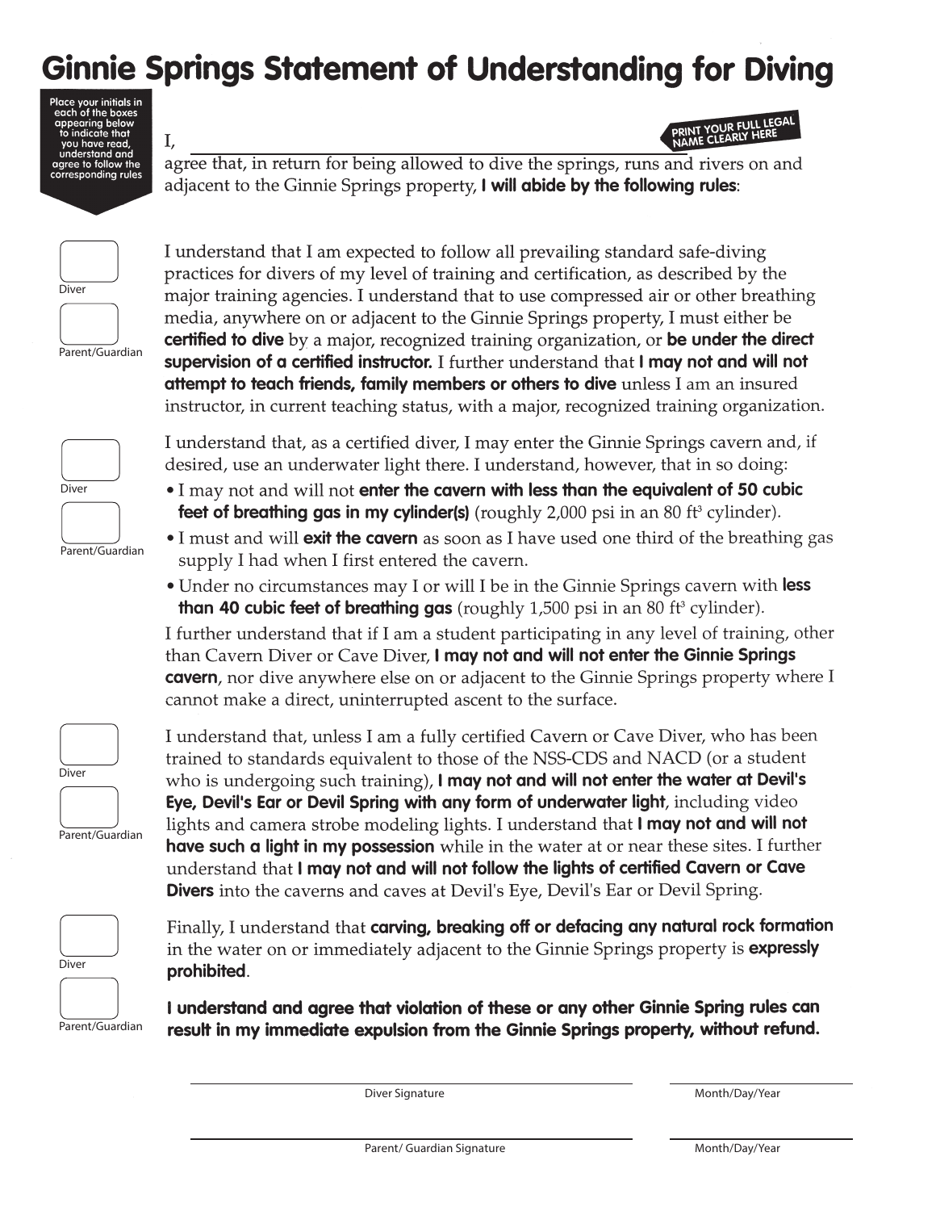# Ginnie Springs Statement of Understanding for Diving

Place your initials in each of the boxes appearing below to indicate that you have read, understand and agree to follow the corresponding rules

I, ______________________________ PRINT YOUR FULL LEGAL NAME CLEARLY HERE

agree that, in return for being allowed to dive the springs, runs and rivers on and adjacent to the Ginnie Springs property, **I will abide by the following rules**:

Diver ☐
Parent/Guardian ☐

I understand that I am expected to follow all prevailing standard safe-diving practices for divers of my level of training and certification, as described by the major training agencies. I understand that to use compressed air or other breathing media, anywhere on or adjacent to the Ginnie Springs property, I must either be **certified to dive** by a major, recognized training organization, or **be under the direct supervision of a certified instructor.** I further understand that **I may not and will not attempt to teach friends, family members or others to dive** unless I am an insured instructor, in current teaching status, with a major, recognized training organization.

Diver ☐
Parent/Guardian ☐

I understand that, as a certified diver, I may enter the Ginnie Springs cavern and, if desired, use an underwater light there. I understand, however, that in so doing:

- I may not and will not **enter the cavern with less than the equivalent of 50 cubic feet of breathing gas in my cylinder(s)** (roughly 2,000 psi in an 80 $ft^3$ cylinder).
- I must and will **exit the cavern** as soon as I have used one third of the breathing gas supply I had when I first entered the cavern.
- Under no circumstances may I or will I be in the Ginnie Springs cavern with **less than 40 cubic feet of breathing gas** (roughly 1,500 psi in an 80 $ft^3$ cylinder).

I further understand that if I am a student participating in any level of training, other than Cavern Diver or Cave Diver, **I may not and will not enter the Ginnie Springs cavern**, nor dive anywhere else on or adjacent to the Ginnie Springs property where I cannot make a direct, uninterrupted ascent to the surface.

Diver ☐
Parent/Guardian ☐

I understand that, unless I am a fully certified Cavern or Cave Diver, who has been trained to standards equivalent to those of the NSS-CDS and NACD (or a student who is undergoing such training), **I may not and will not enter the water at Devil's Eye, Devil's Ear or Devil Spring with any form of underwater light**, including video lights and camera strobe modeling lights. I understand that **I may not and will not have such a light in my possession** while in the water at or near these sites. I further understand that **I may not and will not follow the lights of certified Cavern or Cave Divers** into the caverns and caves at Devil's Eye, Devil's Ear or Devil Spring.

Diver ☐
Parent/Guardian ☐

Finally, I understand that **carving, breaking off or defacing any natural rock formation** in the water on or immediately adjacent to the Ginnie Springs property is **expressly prohibited**.

**I understand and agree that violation of these or any other Ginnie Spring rules can result in my immediate expulsion from the Ginnie Springs property, without refund.**

______________________________ Diver Signature &nbsp;&nbsp;&nbsp; ______________ Month/Day/Year

______________________________ Parent/ Guardian Signature &nbsp;&nbsp;&nbsp; ______________ Month/Day/Year